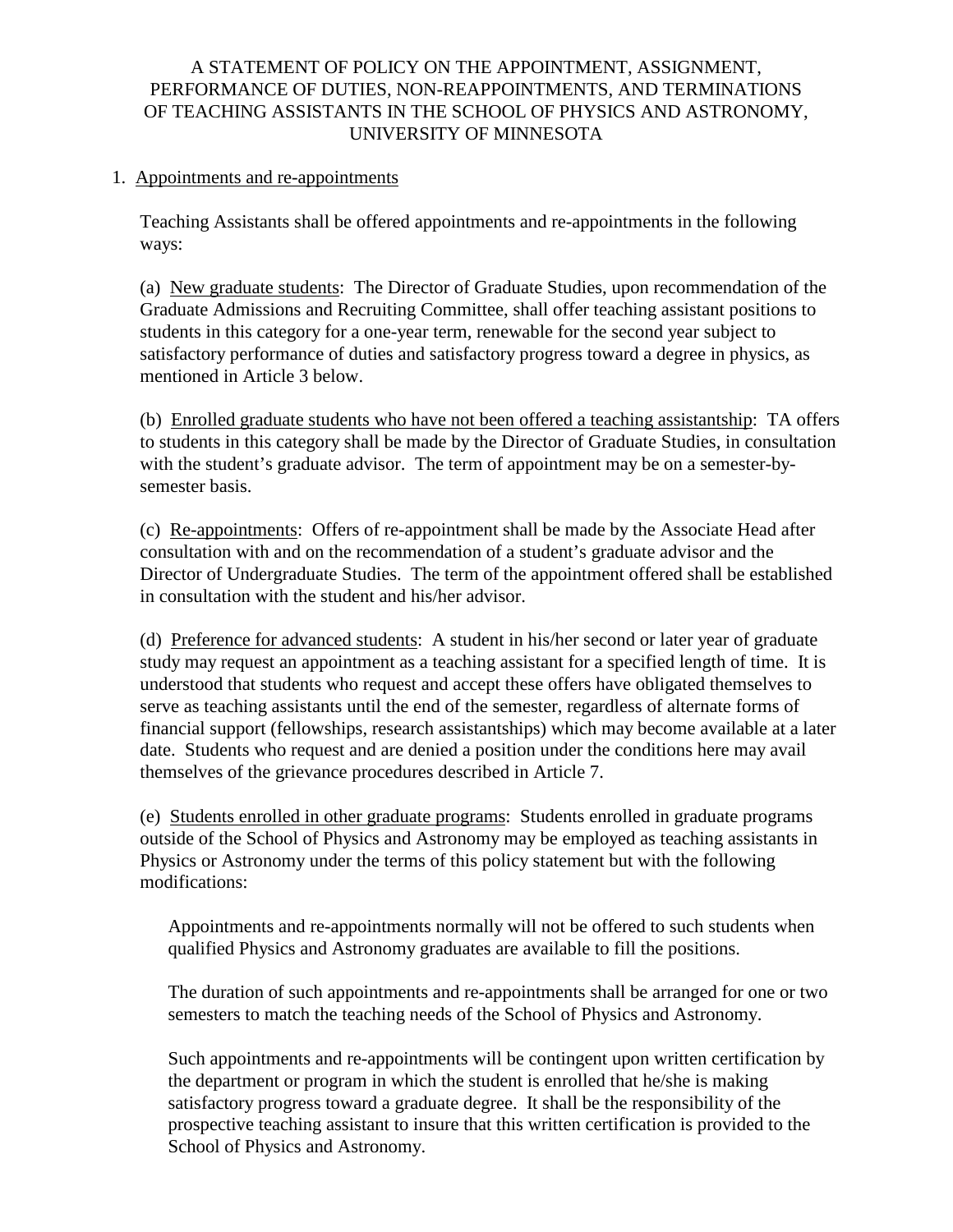# A STATEMENT OF POLICY ON THE APPOINTMENT, ASSIGNMENT, PERFORMANCE OF DUTIES, NON-REAPPOINTMENTS, AND TERMINATIONS OF TEACHING ASSISTANTS IN THE SCHOOL OF PHYSICS AND ASTRONOMY, UNIVERSITY OF MINNESOTA

## 1. Appointments and re-appointments

Teaching Assistants shall be offered appointments and re-appointments in the following ways:

(a) New graduate students: The Director of Graduate Studies, upon recommendation of the Graduate Admissions and Recruiting Committee, shall offer teaching assistant positions to students in this category for a one-year term, renewable for the second year subject to satisfactory performance of duties and satisfactory progress toward a degree in physics, as mentioned in Article 3 below.

(b) Enrolled graduate students who have not been offered a teaching assistantship: TA offers to students in this category shall be made by the Director of Graduate Studies, in consultation with the student's graduate advisor. The term of appointment may be on a semester-by-semester basis.

(c) Re-appointments: Offers of re-appointment shall be made by the Associate Head after consultation with and on the recommendation of a student's graduate advisor and the Director of Undergraduate Studies. The term of the appointment offered shall be established in consultation with the student and his/her advisor.

(d) Preference for advanced students: A student in his/her second or later year of graduate study may request an appointment as a teaching assistant for a specified length of time. It is understood that students who request and accept these offers have obligated themselves to serve as teaching assistants until the end of the semester, regardless of alternate forms of financial support (fellowships, research assistantships) which may become available at a later date. Students who request and are denied a position under the conditions here may avail themselves of the grievance procedures described in Article 7.

(e) Students enrolled in other graduate programs: Students enrolled in graduate programs outside of the School of Physics and Astronomy may be employed as teaching assistants in Physics or Astronomy under the terms of this policy statement but with the following modifications:

Appointments and re-appointments normally will not be offered to such students when qualified Physics and Astronomy graduates are available to fill the positions.

The duration of such appointments and re-appointments shall be arranged for one or two semesters to match the teaching needs of the School of Physics and Astronomy.

Such appointments and re-appointments will be contingent upon written certification by the department or program in which the student is enrolled that he/she is making satisfactory progress toward a graduate degree. It shall be the responsibility of the prospective teaching assistant to insure that this written certification is provided to the School of Physics and Astronomy.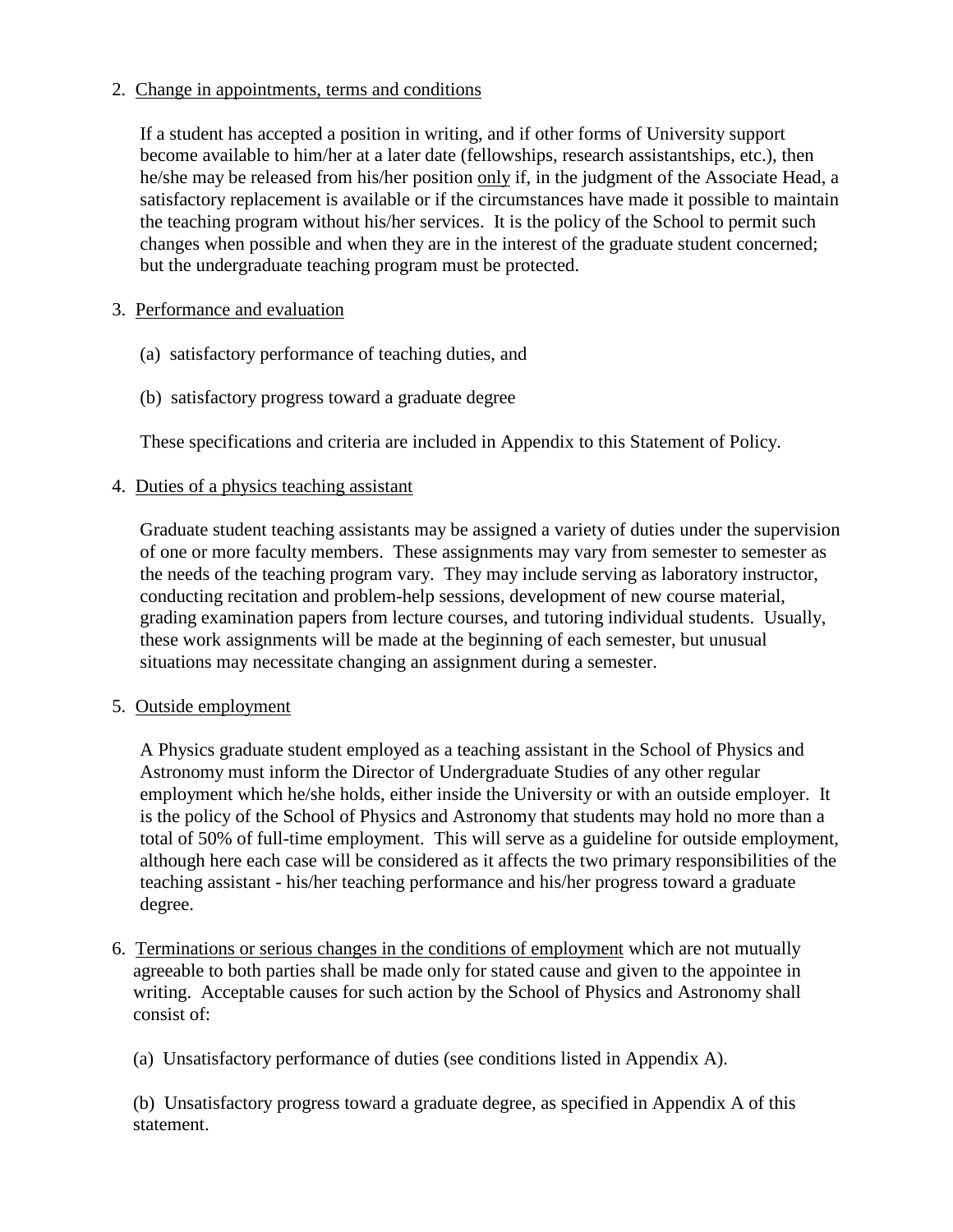2. <u>Change in appointments, terms and conditions</u>

   If a student has accepted a position in writing, and if other forms of University support become available to him/her at a later date (fellowships, research assistantships, etc.), then he/she may be released from his/her position <u>only</u> if, in the judgment of the Associate Head, a satisfactory replacement is available or if the circumstances have made it possible to maintain the teaching program without his/her services. It is the policy of the School to permit such changes when possible and when they are in the interest of the graduate student concerned; but the undergraduate teaching program must be protected.

3. <u>Performance and evaluation</u>

   (a) satisfactory performance of teaching duties, and

   (b) satisfactory progress toward a graduate degree

   These specifications and criteria are included in Appendix to this Statement of Policy.

4. <u>Duties of a physics teaching assistant</u>

   Graduate student teaching assistants may be assigned a variety of duties under the supervision of one or more faculty members. These assignments may vary from semester to semester as the needs of the teaching program vary. They may include serving as laboratory instructor, conducting recitation and problem-help sessions, development of new course material, grading examination papers from lecture courses, and tutoring individual students. Usually, these work assignments will be made at the beginning of each semester, but unusual situations may necessitate changing an assignment during a semester.

5. <u>Outside employment</u>

   A Physics graduate student employed as a teaching assistant in the School of Physics and Astronomy must inform the Director of Undergraduate Studies of any other regular employment which he/she holds, either inside the University or with an outside employer. It is the policy of the School of Physics and Astronomy that students may hold no more than a total of 50% of full-time employment. This will serve as a guideline for outside employment, although here each case will be considered as it affects the two primary responsibilities of the teaching assistant - his/her teaching performance and his/her progress toward a graduate degree.

6. <u>Terminations or serious changes in the conditions of employment</u> which are not mutually agreeable to both parties shall be made only for stated cause and given to the appointee in writing. Acceptable causes for such action by the School of Physics and Astronomy shall consist of:

   (a) Unsatisfactory performance of duties (see conditions listed in Appendix A).

   (b) Unsatisfactory progress toward a graduate degree, as specified in Appendix A of this statement.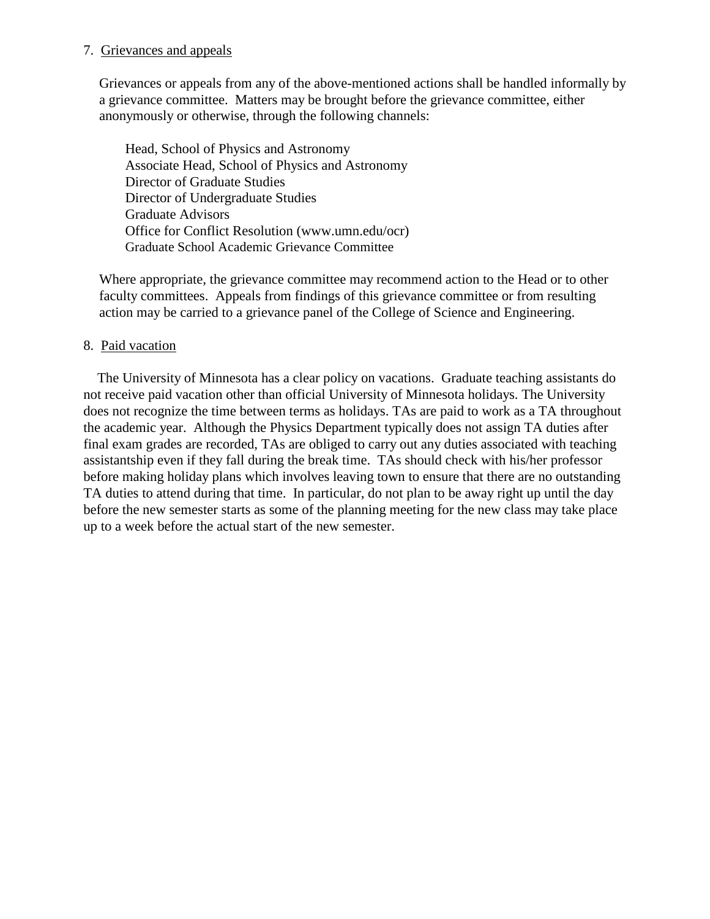7. Grievances and appeals

Grievances or appeals from any of the above-mentioned actions shall be handled informally by a grievance committee. Matters may be brought before the grievance committee, either anonymously or otherwise, through the following channels:

Head, School of Physics and Astronomy
Associate Head, School of Physics and Astronomy
Director of Graduate Studies
Director of Undergraduate Studies
Graduate Advisors
Office for Conflict Resolution (www.umn.edu/ocr)
Graduate School Academic Grievance Committee

Where appropriate, the grievance committee may recommend action to the Head or to other faculty committees. Appeals from findings of this grievance committee or from resulting action may be carried to a grievance panel of the College of Science and Engineering.

8. Paid vacation

The University of Minnesota has a clear policy on vacations. Graduate teaching assistants do not receive paid vacation other than official University of Minnesota holidays. The University does not recognize the time between terms as holidays. TAs are paid to work as a TA throughout the academic year. Although the Physics Department typically does not assign TA duties after final exam grades are recorded, TAs are obliged to carry out any duties associated with teaching assistantship even if they fall during the break time. TAs should check with his/her professor before making holiday plans which involves leaving town to ensure that there are no outstanding TA duties to attend during that time. In particular, do not plan to be away right up until the day before the new semester starts as some of the planning meeting for the new class may take place up to a week before the actual start of the new semester.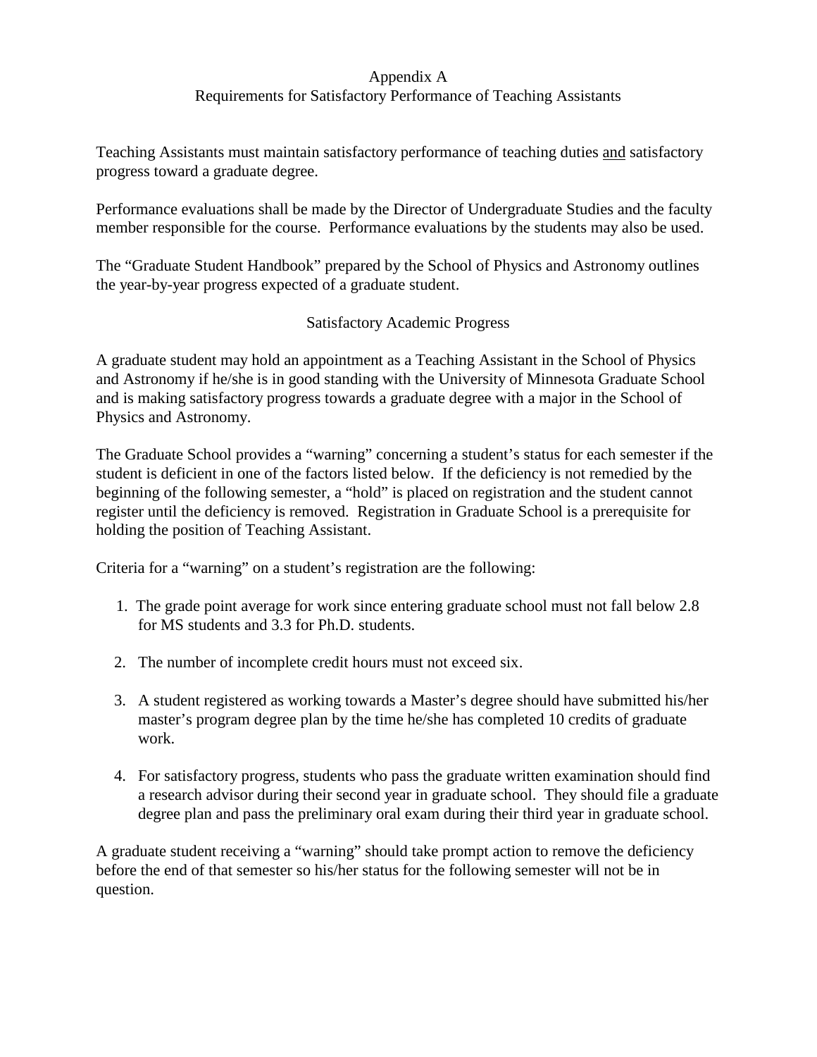# Appendix A
## Requirements for Satisfactory Performance of Teaching Assistants

Teaching Assistants must maintain satisfactory performance of teaching duties <u>and</u> satisfactory progress toward a graduate degree.

Performance evaluations shall be made by the Director of Undergraduate Studies and the faculty member responsible for the course. Performance evaluations by the students may also be used.

The “Graduate Student Handbook” prepared by the School of Physics and Astronomy outlines the year-by-year progress expected of a graduate student.

### Satisfactory Academic Progress

A graduate student may hold an appointment as a Teaching Assistant in the School of Physics and Astronomy if he/she is in good standing with the University of Minnesota Graduate School and is making satisfactory progress towards a graduate degree with a major in the School of Physics and Astronomy.

The Graduate School provides a “warning” concerning a student’s status for each semester if the student is deficient in one of the factors listed below. If the deficiency is not remedied by the beginning of the following semester, a “hold” is placed on registration and the student cannot register until the deficiency is removed. Registration in Graduate School is a prerequisite for holding the position of Teaching Assistant.

Criteria for a “warning” on a student’s registration are the following:

1. The grade point average for work since entering graduate school must not fall below 2.8 for MS students and 3.3 for Ph.D. students.

2. The number of incomplete credit hours must not exceed six.

3. A student registered as working towards a Master’s degree should have submitted his/her master’s program degree plan by the time he/she has completed 10 credits of graduate work.

4. For satisfactory progress, students who pass the graduate written examination should find a research advisor during their second year in graduate school. They should file a graduate degree plan and pass the preliminary oral exam during their third year in graduate school.

A graduate student receiving a “warning” should take prompt action to remove the deficiency before the end of that semester so his/her status for the following semester will not be in question.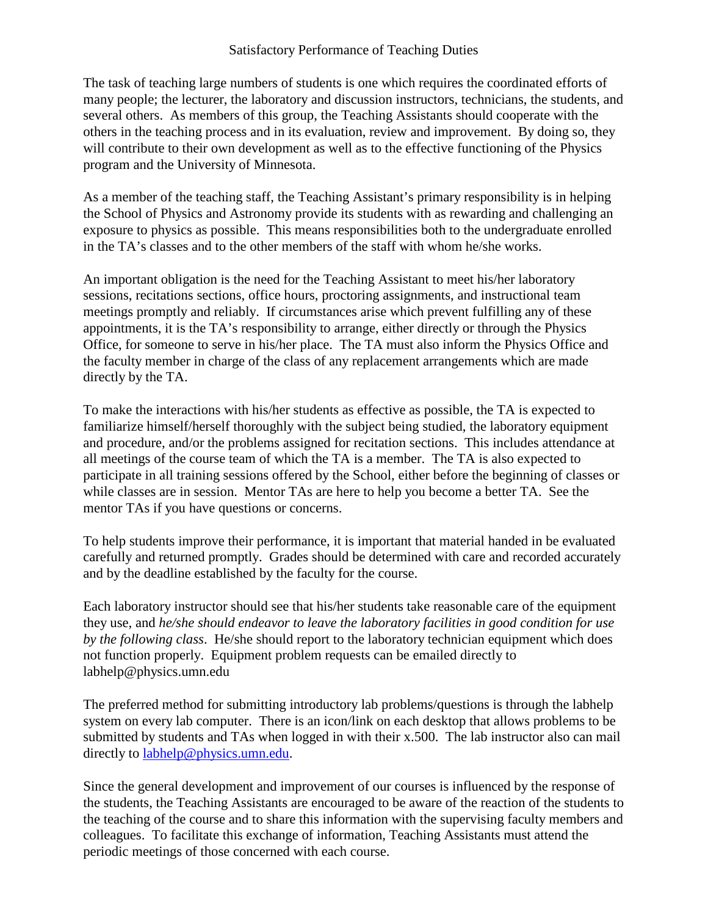## Satisfactory Performance of Teaching Duties

The task of teaching large numbers of students is one which requires the coordinated efforts of many people; the lecturer, the laboratory and discussion instructors, technicians, the students, and several others. As members of this group, the Teaching Assistants should cooperate with the others in the teaching process and in its evaluation, review and improvement. By doing so, they will contribute to their own development as well as to the effective functioning of the Physics program and the University of Minnesota.

As a member of the teaching staff, the Teaching Assistant's primary responsibility is in helping the School of Physics and Astronomy provide its students with as rewarding and challenging an exposure to physics as possible. This means responsibilities both to the undergraduate enrolled in the TA's classes and to the other members of the staff with whom he/she works.

An important obligation is the need for the Teaching Assistant to meet his/her laboratory sessions, recitations sections, office hours, proctoring assignments, and instructional team meetings promptly and reliably. If circumstances arise which prevent fulfilling any of these appointments, it is the TA's responsibility to arrange, either directly or through the Physics Office, for someone to serve in his/her place. The TA must also inform the Physics Office and the faculty member in charge of the class of any replacement arrangements which are made directly by the TA.

To make the interactions with his/her students as effective as possible, the TA is expected to familiarize himself/herself thoroughly with the subject being studied, the laboratory equipment and procedure, and/or the problems assigned for recitation sections. This includes attendance at all meetings of the course team of which the TA is a member. The TA is also expected to participate in all training sessions offered by the School, either before the beginning of classes or while classes are in session. Mentor TAs are here to help you become a better TA. See the mentor TAs if you have questions or concerns.

To help students improve their performance, it is important that material handed in be evaluated carefully and returned promptly. Grades should be determined with care and recorded accurately and by the deadline established by the faculty for the course.

Each laboratory instructor should see that his/her students take reasonable care of the equipment they use, and *he/she should endeavor to leave the laboratory facilities in good condition for use by the following class*. He/she should report to the laboratory technician equipment which does not function properly. Equipment problem requests can be emailed directly to labhelp@physics.umn.edu

The preferred method for submitting introductory lab problems/questions is through the labhelp system on every lab computer. There is an icon/link on each desktop that allows problems to be submitted by students and TAs when logged in with their x.500. The lab instructor also can mail directly to labhelp@physics.umn.edu.

Since the general development and improvement of our courses is influenced by the response of the students, the Teaching Assistants are encouraged to be aware of the reaction of the students to the teaching of the course and to share this information with the supervising faculty members and colleagues. To facilitate this exchange of information, Teaching Assistants must attend the periodic meetings of those concerned with each course.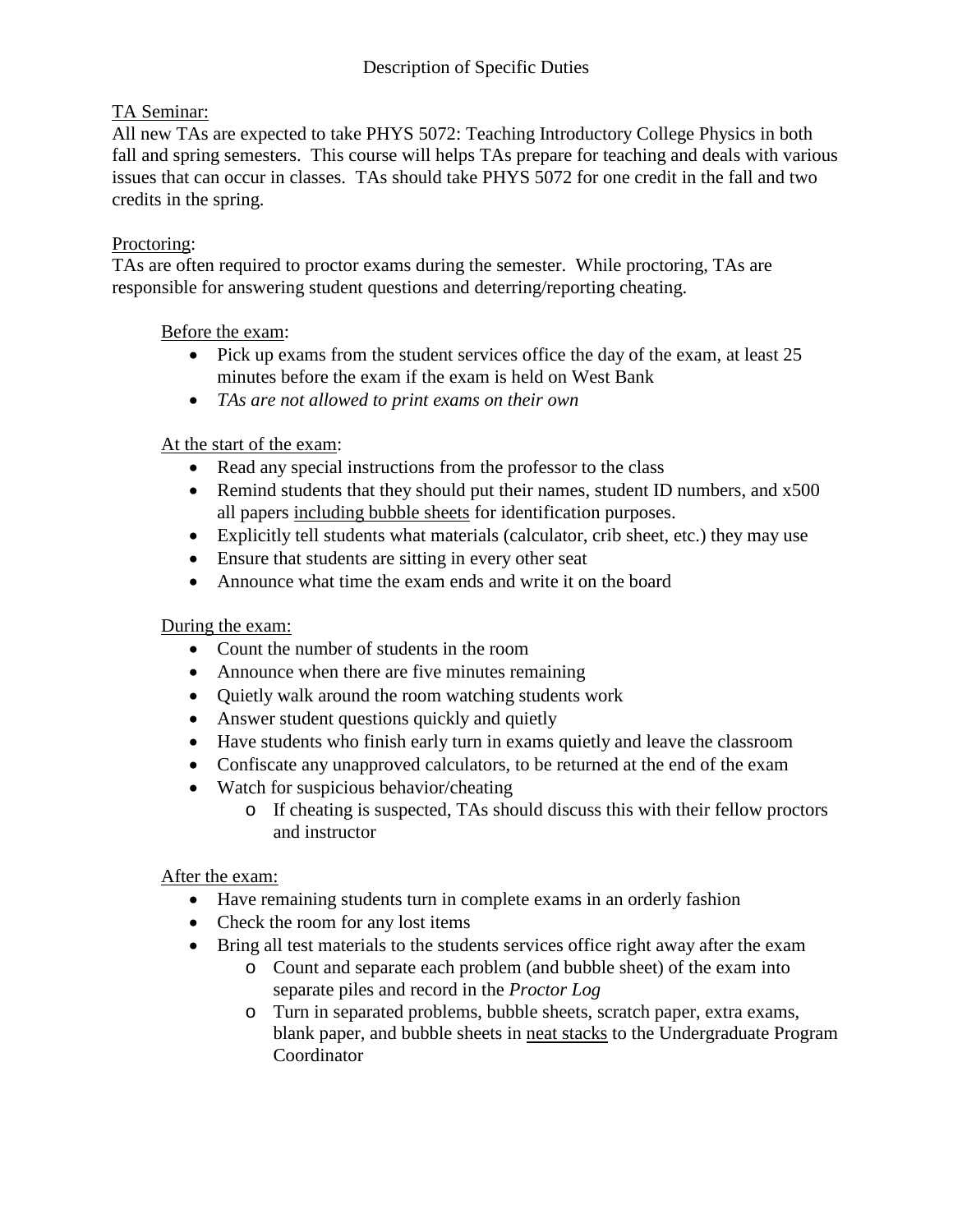# Description of Specific Duties

<u>TA Seminar:</u>
All new TAs are expected to take PHYS 5072: Teaching Introductory College Physics in both fall and spring semesters. This course will helps TAs prepare for teaching and deals with various issues that can occur in classes. TAs should take PHYS 5072 for one credit in the fall and two credits in the spring.

<u>Proctoring</u>:
TAs are often required to proctor exams during the semester. While proctoring, TAs are responsible for answering student questions and deterring/reporting cheating.

<u>Before the exam</u>:

- Pick up exams from the student services office the day of the exam, at least 25 minutes before the exam if the exam is held on West Bank
- *TAs are not allowed to print exams on their own*

<u>At the start of the exam</u>:

- Read any special instructions from the professor to the class
- Remind students that they should put their names, student ID numbers, and x500 all papers <u>including bubble sheets</u> for identification purposes.
- Explicitly tell students what materials (calculator, crib sheet, etc.) they may use
- Ensure that students are sitting in every other seat
- Announce what time the exam ends and write it on the board

<u>During the exam:</u>

- Count the number of students in the room
- Announce when there are five minutes remaining
- Quietly walk around the room watching students work
- Answer student questions quickly and quietly
- Have students who finish early turn in exams quietly and leave the classroom
- Confiscate any unapproved calculators, to be returned at the end of the exam
- Watch for suspicious behavior/cheating
  - If cheating is suspected, TAs should discuss this with their fellow proctors and instructor

<u>After the exam:</u>

- Have remaining students turn in complete exams in an orderly fashion
- Check the room for any lost items
- Bring all test materials to the students services office right away after the exam
  - Count and separate each problem (and bubble sheet) of the exam into separate piles and record in the *Proctor Log*
  - Turn in separated problems, bubble sheets, scratch paper, extra exams, blank paper, and bubble sheets in <u>neat stacks</u> to the Undergraduate Program Coordinator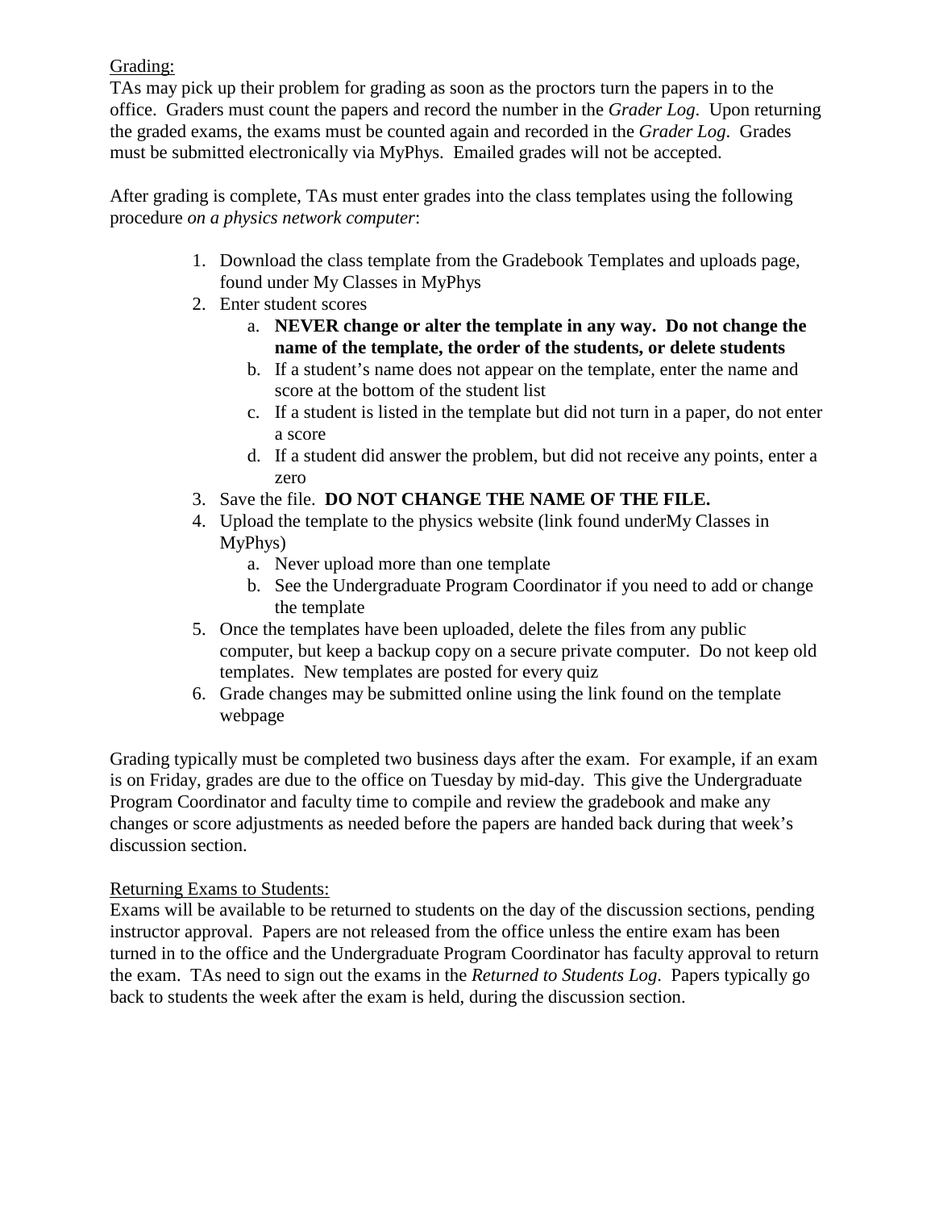Grading:

TAs may pick up their problem for grading as soon as the proctors turn the papers in to the office. Graders must count the papers and record the number in the *Grader Log*. Upon returning the graded exams, the exams must be counted again and recorded in the *Grader Log*. Grades must be submitted electronically via MyPhys. Emailed grades will not be accepted.

After grading is complete, TAs must enter grades into the class templates using the following procedure *on a physics network computer*:

1. Download the class template from the Gradebook Templates and uploads page, found under My Classes in MyPhys
2. Enter student scores
    a. **NEVER change or alter the template in any way. Do not change the name of the template, the order of the students, or delete students**
    b. If a student's name does not appear on the template, enter the name and score at the bottom of the student list
    c. If a student is listed in the template but did not turn in a paper, do not enter a score
    d. If a student did answer the problem, but did not receive any points, enter a zero
3. Save the file. **DO NOT CHANGE THE NAME OF THE FILE.**
4. Upload the template to the physics website (link found underMy Classes in MyPhys)
    a. Never upload more than one template
    b. See the Undergraduate Program Coordinator if you need to add or change the template
5. Once the templates have been uploaded, delete the files from any public computer, but keep a backup copy on a secure private computer. Do not keep old templates. New templates are posted for every quiz
6. Grade changes may be submitted online using the link found on the template webpage

Grading typically must be completed two business days after the exam. For example, if an exam is on Friday, grades are due to the office on Tuesday by mid-day. This give the Undergraduate Program Coordinator and faculty time to compile and review the gradebook and make any changes or score adjustments as needed before the papers are handed back during that week's discussion section.

Returning Exams to Students:

Exams will be available to be returned to students on the day of the discussion sections, pending instructor approval. Papers are not released from the office unless the entire exam has been turned in to the office and the Undergraduate Program Coordinator has faculty approval to return the exam. TAs need to sign out the exams in the *Returned to Students Log*. Papers typically go back to students the week after the exam is held, during the discussion section.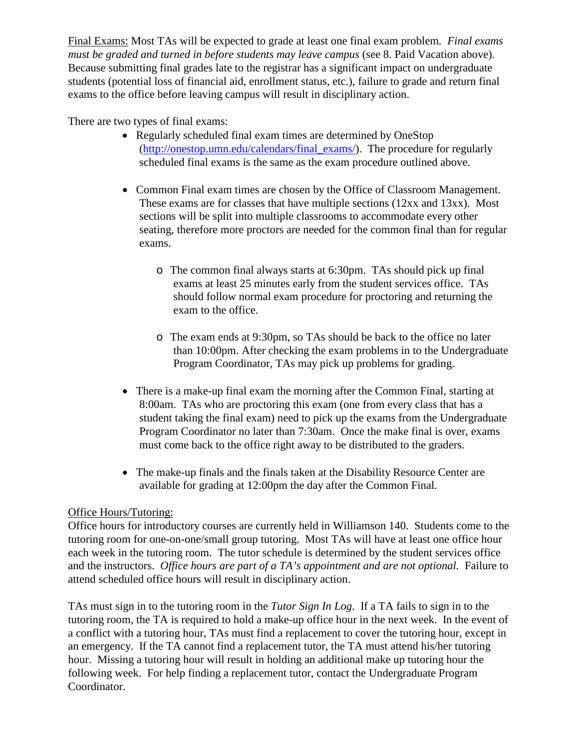<u>Final Exams:</u> Most TAs will be expected to grade at least one final exam problem. *Final exams must be graded and turned in before students may leave campus* (see 8. Paid Vacation above). Because submitting final grades late to the registrar has a significant impact on undergraduate students (potential loss of financial aid, enrollment status, etc.), failure to grade and return final exams to the office before leaving campus will result in disciplinary action.

There are two types of final exams:

- Regularly scheduled final exam times are determined by OneStop ([http://onestop.umn.edu/calendars/final_exams/](http://onestop.umn.edu/calendars/final_exams/)). The procedure for regularly scheduled final exams is the same as the exam procedure outlined above.

- Common Final exam times are chosen by the Office of Classroom Management. These exams are for classes that have multiple sections (12xx and 13xx). Most sections will be split into multiple classrooms to accommodate every other seating, therefore more proctors are needed for the common final than for regular exams.

  - The common final always starts at 6:30pm. TAs should pick up final exams at least 25 minutes early from the student services office. TAs should follow normal exam procedure for proctoring and returning the exam to the office.

  - The exam ends at 9:30pm, so TAs should be back to the office no later than 10:00pm. After checking the exam problems in to the Undergraduate Program Coordinator, TAs may pick up problems for grading.

- There is a make-up final exam the morning after the Common Final, starting at 8:00am. TAs who are proctoring this exam (one from every class that has a student taking the final exam) need to pick up the exams from the Undergraduate Program Coordinator no later than 7:30am. Once the make final is over, exams must come back to the office right away to be distributed to the graders.

- The make-up finals and the finals taken at the Disability Resource Center are available for grading at 12:00pm the day after the Common Final.

<u>Office Hours/Tutoring:</u>
Office hours for introductory courses are currently held in Williamson 140. Students come to the tutoring room for one-on-one/small group tutoring. Most TAs will have at least one office hour each week in the tutoring room. The tutor schedule is determined by the student services office and the instructors. *Office hours are part of a TA's appointment and are not optional.* Failure to attend scheduled office hours will result in disciplinary action.

TAs must sign in to the tutoring room in the *Tutor Sign In Log*. If a TA fails to sign in to the tutoring room, the TA is required to hold a make-up office hour in the next week. In the event of a conflict with a tutoring hour, TAs must find a replacement to cover the tutoring hour, except in an emergency. If the TA cannot find a replacement tutor, the TA must attend his/her tutoring hour. Missing a tutoring hour will result in holding an additional make up tutoring hour the following week. For help finding a replacement tutor, contact the Undergraduate Program Coordinator.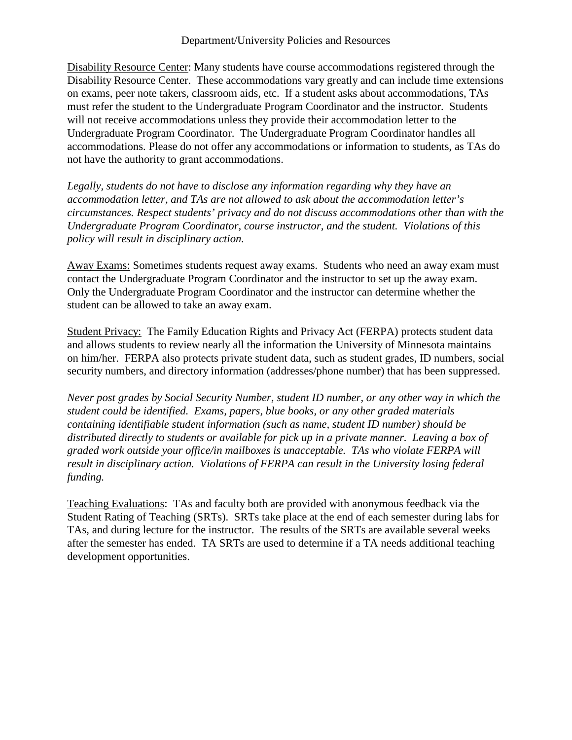# Department/University Policies and Resources

<u>Disability Resource Center</u>: Many students have course accommodations registered through the Disability Resource Center. These accommodations vary greatly and can include time extensions on exams, peer note takers, classroom aids, etc. If a student asks about accommodations, TAs must refer the student to the Undergraduate Program Coordinator and the instructor. Students will not receive accommodations unless they provide their accommodation letter to the Undergraduate Program Coordinator. The Undergraduate Program Coordinator handles all accommodations. Please do not offer any accommodations or information to students, as TAs do not have the authority to grant accommodations.

*Legally, students do not have to disclose any information regarding why they have an accommodation letter, and TAs are not allowed to ask about the accommodation letter's circumstances. Respect students' privacy and do not discuss accommodations other than with the Undergraduate Program Coordinator, course instructor, and the student. Violations of this policy will result in disciplinary action.*

<u>Away Exams:</u> Sometimes students request away exams. Students who need an away exam must contact the Undergraduate Program Coordinator and the instructor to set up the away exam. Only the Undergraduate Program Coordinator and the instructor can determine whether the student can be allowed to take an away exam.

<u>Student Privacy:</u> The Family Education Rights and Privacy Act (FERPA) protects student data and allows students to review nearly all the information the University of Minnesota maintains on him/her. FERPA also protects private student data, such as student grades, ID numbers, social security numbers, and directory information (addresses/phone number) that has been suppressed.

*Never post grades by Social Security Number, student ID number, or any other way in which the student could be identified. Exams, papers, blue books, or any other graded materials containing identifiable student information (such as name, student ID number) should be distributed directly to students or available for pick up in a private manner. Leaving a box of graded work outside your office/in mailboxes is unacceptable. TAs who violate FERPA will result in disciplinary action. Violations of FERPA can result in the University losing federal funding.*

<u>Teaching Evaluations</u>: TAs and faculty both are provided with anonymous feedback via the Student Rating of Teaching (SRTs). SRTs take place at the end of each semester during labs for TAs, and during lecture for the instructor. The results of the SRTs are available several weeks after the semester has ended. TA SRTs are used to determine if a TA needs additional teaching development opportunities.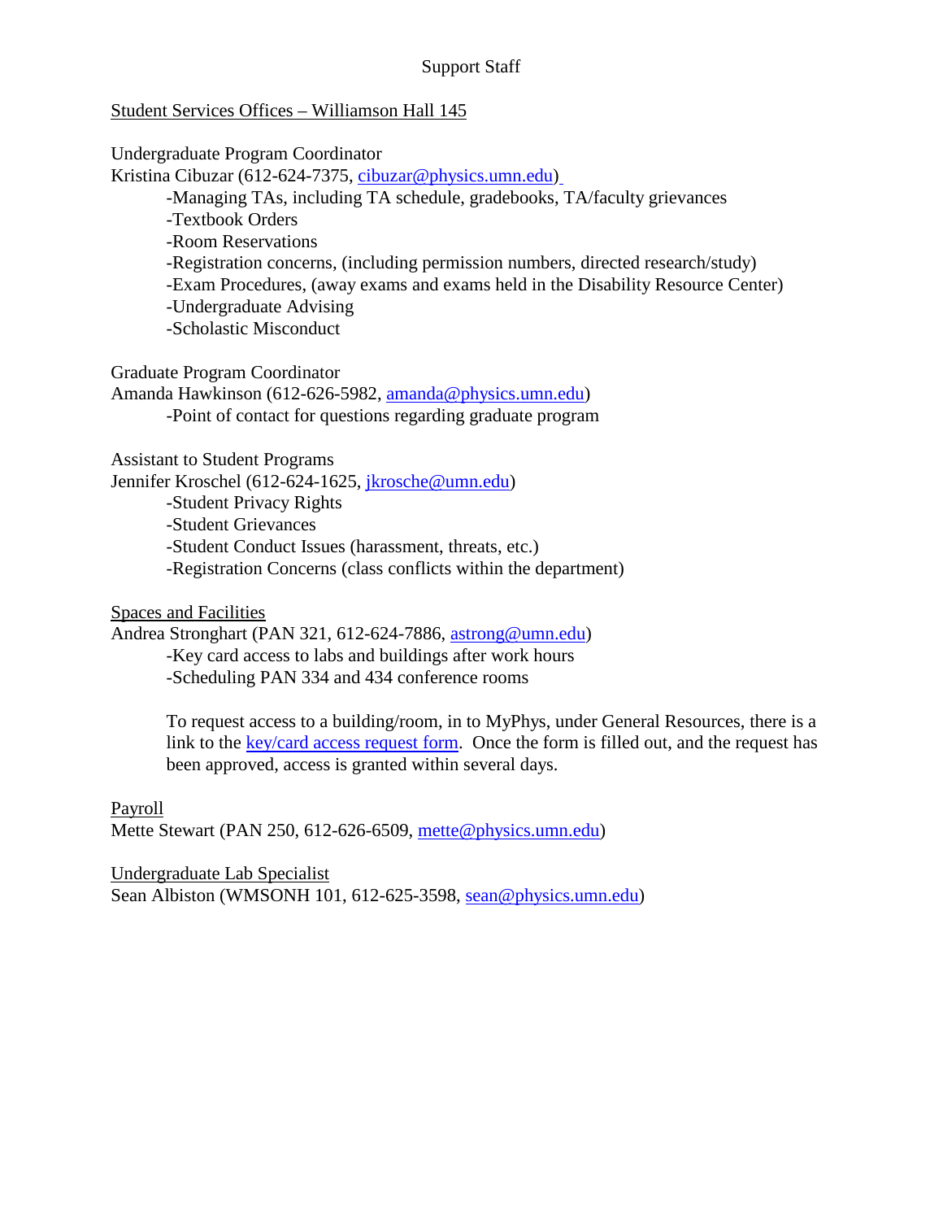# Support Staff

## Student Services Offices – Williamson Hall 145

Undergraduate Program Coordinator
Kristina Cibuzar (612-624-7375, cibuzar@physics.umn.edu)

- Managing TAs, including TA schedule, gradebooks, TA/faculty grievances
- Textbook Orders
- Room Reservations
- Registration concerns, (including permission numbers, directed research/study)
- Exam Procedures, (away exams and exams held in the Disability Resource Center)
- Undergraduate Advising
- Scholastic Misconduct

Graduate Program Coordinator
Amanda Hawkinson (612-626-5982, amanda@physics.umn.edu)

- Point of contact for questions regarding graduate program

Assistant to Student Programs
Jennifer Kroschel (612-624-1625, jkrosche@umn.edu)

- Student Privacy Rights
- Student Grievances
- Student Conduct Issues (harassment, threats, etc.)
- Registration Concerns (class conflicts within the department)

## Spaces and Facilities

Andrea Stronghart (PAN 321, 612-624-7886, astrong@umn.edu)

- Key card access to labs and buildings after work hours
- Scheduling PAN 334 and 434 conference rooms

To request access to a building/room, in to MyPhys, under General Resources, there is a link to the key/card access request form. Once the form is filled out, and the request has been approved, access is granted within several days.

## Payroll

Mette Stewart (PAN 250, 612-626-6509, mette@physics.umn.edu)

## Undergraduate Lab Specialist

Sean Albiston (WMSONH 101, 612-625-3598, sean@physics.umn.edu)